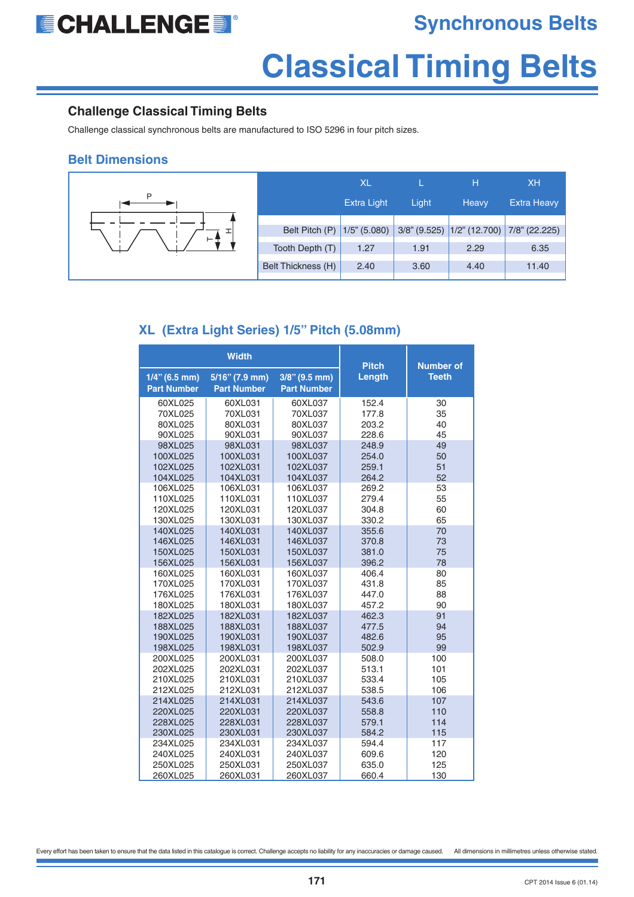# Synchronous Belts

# Classical Timing Belts

## Challenge Classical Timing Belts

Challenge classical synchronous belts are manufactured to ISO 5296 in four pitch sizes.

### Belt Dimensions

| | XL Extra Light | L Light | H Heavy | XH Extra Heavy |
|---|---|---|---|---|
| Belt Pitch (P) | 1/5" (5.080) | 3/8" (9.525) | 1/2" (12.700) | 7/8" (22.225) |
| Tooth Depth (T) | 1.27 | 1.91 | 2.29 | 6.35 |
| Belt Thickness (H) | 2.40 | 3.60 | 4.40 | 11.40 |

### XL (Extra Light Series) 1/5" Pitch (5.08mm)

| Width | | | Pitch Length | Number of Teeth |
|---|---|---|---|---|
| 1/4" (6.5 mm) Part Number | 5/16" (7.9 mm) Part Number | 3/8" (9.5 mm) Part Number | | |
| 60XL025 | 60XL031 | 60XL037 | 152.4 | 30 |
| 70XL025 | 70XL031 | 70XL037 | 177.8 | 35 |
| 80XL025 | 80XL031 | 80XL037 | 203.2 | 40 |
| 90XL025 | 90XL031 | 90XL037 | 228.6 | 45 |
| 98XL025 | 98XL031 | 98XL037 | 248.9 | 49 |
| 100XL025 | 100XL031 | 100XL037 | 254.0 | 50 |
| 102XL025 | 102XL031 | 102XL037 | 259.1 | 51 |
| 104XL025 | 104XL031 | 104XL037 | 264.2 | 52 |
| 106XL025 | 106XL031 | 106XL037 | 269.2 | 53 |
| 110XL025 | 110XL031 | 110XL037 | 279.4 | 55 |
| 120XL025 | 120XL031 | 120XL037 | 304.8 | 60 |
| 130XL025 | 130XL031 | 130XL037 | 330.2 | 65 |
| 140XL025 | 140XL031 | 140XL037 | 355.6 | 70 |
| 146XL025 | 146XL031 | 146XL037 | 370.8 | 73 |
| 150XL025 | 150XL031 | 150XL037 | 381.0 | 75 |
| 156XL025 | 156XL031 | 156XL037 | 396.2 | 78 |
| 160XL025 | 160XL031 | 160XL037 | 406.4 | 80 |
| 170XL025 | 170XL031 | 170XL037 | 431.8 | 85 |
| 176XL025 | 176XL031 | 176XL037 | 447.0 | 88 |
| 180XL025 | 180XL031 | 180XL037 | 457.2 | 90 |
| 182XL025 | 182XL031 | 182XL037 | 462.3 | 91 |
| 188XL025 | 188XL031 | 188XL037 | 477.5 | 94 |
| 190XL025 | 190XL031 | 190XL037 | 482.6 | 95 |
| 198XL025 | 198XL031 | 198XL037 | 502.9 | 99 |
| 200XL025 | 200XL031 | 200XL037 | 508.0 | 100 |
| 202XL025 | 202XL031 | 202XL037 | 513.1 | 101 |
| 210XL025 | 210XL031 | 210XL037 | 533.4 | 105 |
| 212XL025 | 212XL031 | 212XL037 | 538.5 | 106 |
| 214XL025 | 214XL031 | 214XL037 | 543.6 | 107 |
| 220XL025 | 220XL031 | 220XL037 | 558.8 | 110 |
| 228XL025 | 228XL031 | 228XL037 | 579.1 | 114 |
| 230XL025 | 230XL031 | 230XL037 | 584.2 | 115 |
| 234XL025 | 234XL031 | 234XL037 | 594.4 | 117 |
| 240XL025 | 240XL031 | 240XL037 | 609.6 | 120 |
| 250XL025 | 250XL031 | 250XL037 | 635.0 | 125 |
| 260XL025 | 260XL031 | 260XL037 | 660.4 | 130 |

Every effort has been taken to ensure that the data listed in this catalogue is correct. Challenge accepts no liability for any inaccuracies or damage caused. All dimensions in millimetres unless otherwise stated.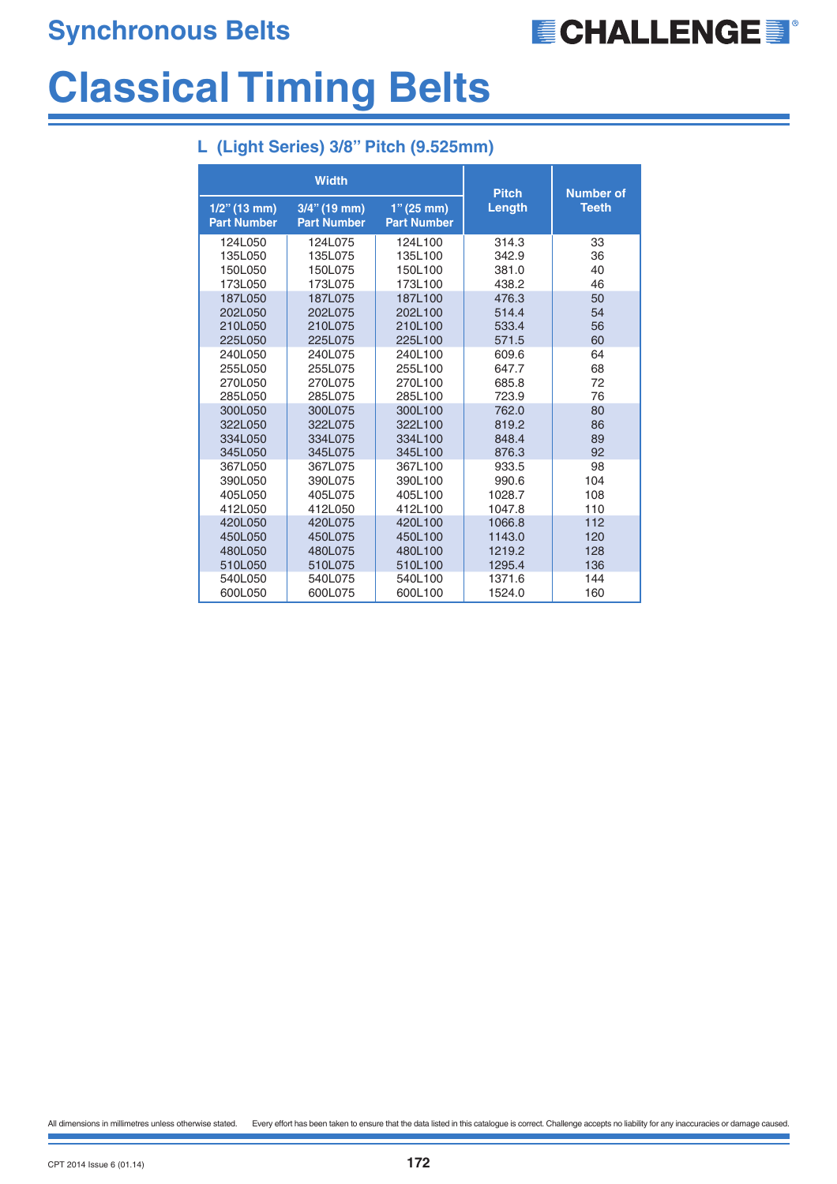# Classical Timing Belts

## L (Light Series) 3/8" Pitch (9.525mm)

| Width | | | Pitch Length | Number of Teeth |
|---|---|---|---|---|
| 1/2" (13 mm) Part Number | 3/4" (19 mm) Part Number | 1" (25 mm) Part Number | | |
| 124L050 | 124L075 | 124L100 | 314.3 | 33 |
| 135L050 | 135L075 | 135L100 | 342.9 | 36 |
| 150L050 | 150L075 | 150L100 | 381.0 | 40 |
| 173L050 | 173L075 | 173L100 | 438.2 | 46 |
| 187L050 | 187L075 | 187L100 | 476.3 | 50 |
| 202L050 | 202L075 | 202L100 | 514.4 | 54 |
| 210L050 | 210L075 | 210L100 | 533.4 | 56 |
| 225L050 | 225L075 | 225L100 | 571.5 | 60 |
| 240L050 | 240L075 | 240L100 | 609.6 | 64 |
| 255L050 | 255L075 | 255L100 | 647.7 | 68 |
| 270L050 | 270L075 | 270L100 | 685.8 | 72 |
| 285L050 | 285L075 | 285L100 | 723.9 | 76 |
| 300L050 | 300L075 | 300L100 | 762.0 | 80 |
| 322L050 | 322L075 | 322L100 | 819.2 | 86 |
| 334L050 | 334L075 | 334L100 | 848.4 | 89 |
| 345L050 | 345L075 | 345L100 | 876.3 | 92 |
| 367L050 | 367L075 | 367L100 | 933.5 | 98 |
| 390L050 | 390L075 | 390L100 | 990.6 | 104 |
| 405L050 | 405L075 | 405L100 | 1028.7 | 108 |
| 412L050 | 412L050 | 412L100 | 1047.8 | 110 |
| 420L050 | 420L075 | 420L100 | 1066.8 | 112 |
| 450L050 | 450L075 | 450L100 | 1143.0 | 120 |
| 480L050 | 480L075 | 480L100 | 1219.2 | 128 |
| 510L050 | 510L075 | 510L100 | 1295.4 | 136 |
| 540L050 | 540L075 | 540L100 | 1371.6 | 144 |
| 600L050 | 600L075 | 600L100 | 1524.0 | 160 |

All dimensions in millimetres unless otherwise stated. Every effort has been taken to ensure that the data listed in this catalogue is correct. Challenge accepts no liability for any inaccuracies or damage caused.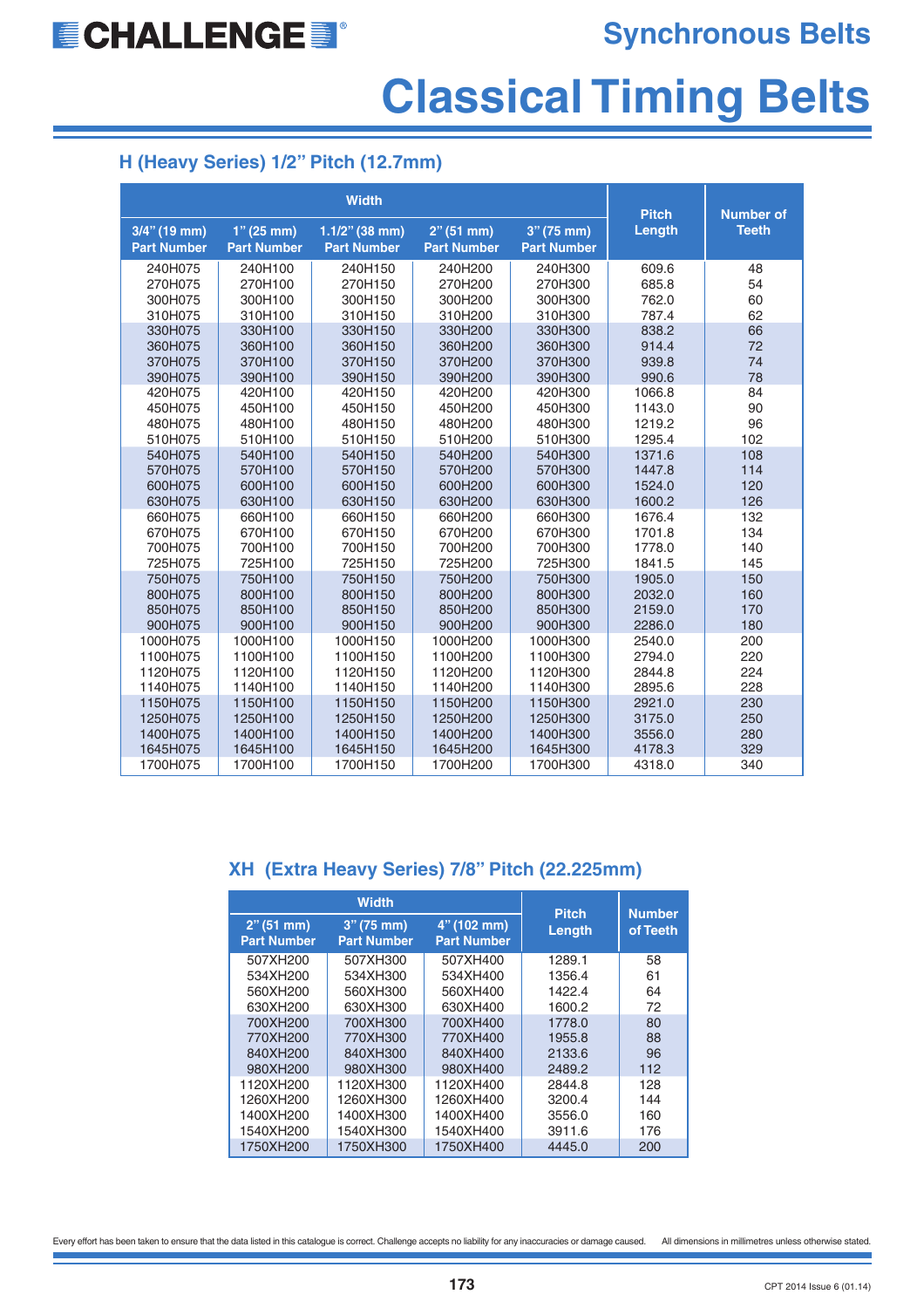# Synchronous Belts

# Classical Timing Belts

## H (Heavy Series) 1/2" Pitch (12.7mm)

| Width | | | | | Pitch Length | Number of Teeth |
|---|---|---|---|---|---|---|
| 3/4" (19 mm) Part Number | 1" (25 mm) Part Number | 1.1/2" (38 mm) Part Number | 2" (51 mm) Part Number | 3" (75 mm) Part Number | | |
| 240H075 | 240H100 | 240H150 | 240H200 | 240H300 | 609.6 | 48 |
| 270H075 | 270H100 | 270H150 | 270H200 | 270H300 | 685.8 | 54 |
| 300H075 | 300H100 | 300H150 | 300H200 | 300H300 | 762.0 | 60 |
| 310H075 | 310H100 | 310H150 | 310H200 | 310H300 | 787.4 | 62 |
| 330H075 | 330H100 | 330H150 | 330H200 | 330H300 | 838.2 | 66 |
| 360H075 | 360H100 | 360H150 | 360H200 | 360H300 | 914.4 | 72 |
| 370H075 | 370H100 | 370H150 | 370H200 | 370H300 | 939.8 | 74 |
| 390H075 | 390H100 | 390H150 | 390H200 | 390H300 | 990.6 | 78 |
| 420H075 | 420H100 | 420H150 | 420H200 | 420H300 | 1066.8 | 84 |
| 450H075 | 450H100 | 450H150 | 450H200 | 450H300 | 1143.0 | 90 |
| 480H075 | 480H100 | 480H150 | 480H200 | 480H300 | 1219.2 | 96 |
| 510H075 | 510H100 | 510H150 | 510H200 | 510H300 | 1295.4 | 102 |
| 540H075 | 540H100 | 540H150 | 540H200 | 540H300 | 1371.6 | 108 |
| 570H075 | 570H100 | 570H150 | 570H200 | 570H300 | 1447.8 | 114 |
| 600H075 | 600H100 | 600H150 | 600H200 | 600H300 | 1524.0 | 120 |
| 630H075 | 630H100 | 630H150 | 630H200 | 630H300 | 1600.2 | 126 |
| 660H075 | 660H100 | 660H150 | 660H200 | 660H300 | 1676.4 | 132 |
| 670H075 | 670H100 | 670H150 | 670H200 | 670H300 | 1701.8 | 134 |
| 700H075 | 700H100 | 700H150 | 700H200 | 700H300 | 1778.0 | 140 |
| 725H075 | 725H100 | 725H150 | 725H200 | 725H300 | 1841.5 | 145 |
| 750H075 | 750H100 | 750H150 | 750H200 | 750H300 | 1905.0 | 150 |
| 800H075 | 800H100 | 800H150 | 800H200 | 800H300 | 2032.0 | 160 |
| 850H075 | 850H100 | 850H150 | 850H200 | 850H300 | 2159.0 | 170 |
| 900H075 | 900H100 | 900H150 | 900H200 | 900H300 | 2286.0 | 180 |
| 1000H075 | 1000H100 | 1000H150 | 1000H200 | 1000H300 | 2540.0 | 200 |
| 1100H075 | 1100H100 | 1100H150 | 1100H200 | 1100H300 | 2794.0 | 220 |
| 1120H075 | 1120H100 | 1120H150 | 1120H200 | 1120H300 | 2844.8 | 224 |
| 1140H075 | 1140H100 | 1140H150 | 1140H200 | 1140H300 | 2895.6 | 228 |
| 1150H075 | 1150H100 | 1150H150 | 1150H200 | 1150H300 | 2921.0 | 230 |
| 1250H075 | 1250H100 | 1250H150 | 1250H200 | 1250H300 | 3175.0 | 250 |
| 1400H075 | 1400H100 | 1400H150 | 1400H200 | 1400H300 | 3556.0 | 280 |
| 1645H075 | 1645H100 | 1645H150 | 1645H200 | 1645H300 | 4178.3 | 329 |
| 1700H075 | 1700H100 | 1700H150 | 1700H200 | 1700H300 | 4318.0 | 340 |

## XH (Extra Heavy Series) 7/8" Pitch (22.225mm)

| Width | | | Pitch Length | Number of Teeth |
|---|---|---|---|---|
| 2" (51 mm) Part Number | 3" (75 mm) Part Number | 4" (102 mm) Part Number | | |
| 507XH200 | 507XH300 | 507XH400 | 1289.1 | 58 |
| 534XH200 | 534XH300 | 534XH400 | 1356.4 | 61 |
| 560XH200 | 560XH300 | 560XH400 | 1422.4 | 64 |
| 630XH200 | 630XH300 | 630XH400 | 1600.2 | 72 |
| 700XH200 | 700XH300 | 700XH400 | 1778.0 | 80 |
| 770XH200 | 770XH300 | 770XH400 | 1955.8 | 88 |
| 840XH200 | 840XH300 | 840XH400 | 2133.6 | 96 |
| 980XH200 | 980XH300 | 980XH400 | 2489.2 | 112 |
| 1120XH200 | 1120XH300 | 1120XH400 | 2844.8 | 128 |
| 1260XH200 | 1260XH300 | 1260XH400 | 3200.4 | 144 |
| 1400XH200 | 1400XH300 | 1400XH400 | 3556.0 | 160 |
| 1540XH200 | 1540XH300 | 1540XH400 | 3911.6 | 176 |
| 1750XH200 | 1750XH300 | 1750XH400 | 4445.0 | 200 |

Every effort has been taken to ensure that the data listed in this catalogue is correct. Challenge accepts no liability for any inaccuracies or damage caused. All dimensions in millimetres unless otherwise stated.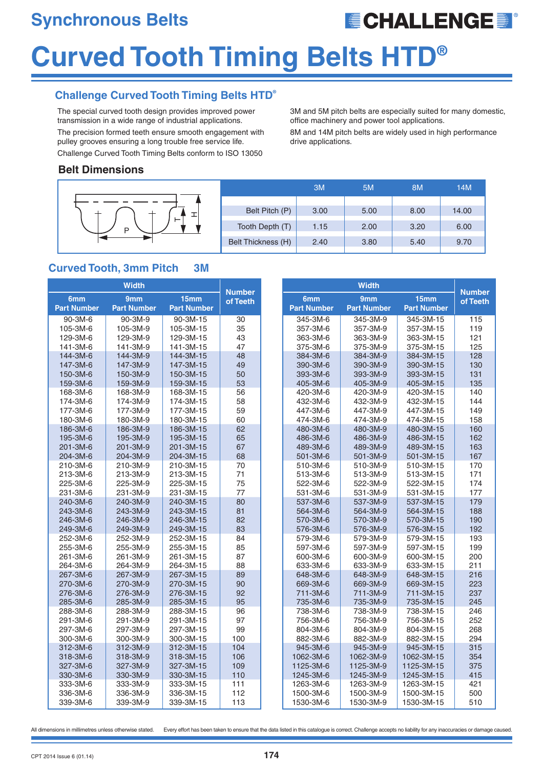# Synchronous Belts

# Curved Tooth Timing Belts HTD®

## Challenge Curved Tooth Timing Belts HTD®

The special curved tooth design provides improved power transmission in a wide range of industrial applications.

The precision formed teeth ensure smooth engagement with pulley grooves ensuring a long trouble free service life.

Challenge Curved Tooth Timing Belts conform to ISO 13050

3M and 5M pitch belts are especially suited for many domestic, office machinery and power tool applications.

8M and 14M pitch belts are widely used in high performance drive applications.

### Belt Dimensions

| | 3M | 5M | 8M | 14M |
|---|---|---|---|---|
| Belt Pitch (P) | 3.00 | 5.00 | 8.00 | 14.00 |
| Tooth Depth (T) | 1.15 | 2.00 | 3.20 | 6.00 |
| Belt Thickness (H) | 2.40 | 3.80 | 5.40 | 9.70 |

## Curved Tooth, 3mm Pitch 3M

| Width | | | Number of Teeth |
|---|---|---|---|
| 6mm Part Number | 9mm Part Number | 15mm Part Number | |
| 90-3M-6 | 90-3M-9 | 90-3M-15 | 30 |
| 105-3M-6 | 105-3M-9 | 105-3M-15 | 35 |
| 129-3M-6 | 129-3M-9 | 129-3M-15 | 43 |
| 141-3M-6 | 141-3M-9 | 141-3M-15 | 47 |
| 144-3M-6 | 144-3M-9 | 144-3M-15 | 48 |
| 147-3M-6 | 147-3M-9 | 147-3M-15 | 49 |
| 150-3M-6 | 150-3M-9 | 150-3M-15 | 50 |
| 159-3M-6 | 159-3M-9 | 159-3M-15 | 53 |
| 168-3M-6 | 168-3M-9 | 168-3M-15 | 56 |
| 174-3M-6 | 174-3M-9 | 174-3M-15 | 58 |
| 177-3M-6 | 177-3M-9 | 177-3M-15 | 59 |
| 180-3M-6 | 180-3M-9 | 180-3M-15 | 60 |
| 186-3M-6 | 186-3M-9 | 186-3M-15 | 62 |
| 195-3M-6 | 195-3M-9 | 195-3M-15 | 65 |
| 201-3M-6 | 201-3M-9 | 201-3M-15 | 67 |
| 204-3M-6 | 204-3M-9 | 204-3M-15 | 68 |
| 210-3M-6 | 210-3M-9 | 210-3M-15 | 70 |
| 213-3M-6 | 213-3M-9 | 213-3M-15 | 71 |
| 225-3M-6 | 225-3M-9 | 225-3M-15 | 75 |
| 231-3M-6 | 231-3M-9 | 231-3M-15 | 77 |
| 240-3M-6 | 240-3M-9 | 240-3M-15 | 80 |
| 243-3M-6 | 243-3M-9 | 243-3M-15 | 81 |
| 246-3M-6 | 246-3M-9 | 246-3M-15 | 82 |
| 249-3M-6 | 249-3M-9 | 249-3M-15 | 83 |
| 252-3M-6 | 252-3M-9 | 252-3M-15 | 84 |
| 255-3M-6 | 255-3M-9 | 255-3M-15 | 85 |
| 261-3M-6 | 261-3M-9 | 261-3M-15 | 87 |
| 264-3M-6 | 264-3M-9 | 264-3M-15 | 88 |
| 267-3M-6 | 267-3M-9 | 267-3M-15 | 89 |
| 270-3M-6 | 270-3M-9 | 270-3M-15 | 90 |
| 276-3M-6 | 276-3M-9 | 276-3M-15 | 92 |
| 285-3M-6 | 285-3M-9 | 285-3M-15 | 95 |
| 288-3M-6 | 288-3M-9 | 288-3M-15 | 96 |
| 291-3M-6 | 291-3M-9 | 291-3M-15 | 97 |
| 297-3M-6 | 297-3M-9 | 297-3M-15 | 99 |
| 300-3M-6 | 300-3M-9 | 300-3M-15 | 100 |
| 312-3M-6 | 312-3M-9 | 312-3M-15 | 104 |
| 318-3M-6 | 318-3M-9 | 318-3M-15 | 106 |
| 327-3M-6 | 327-3M-9 | 327-3M-15 | 109 |
| 330-3M-6 | 330-3M-9 | 330-3M-15 | 110 |
| 333-3M-6 | 333-3M-9 | 333-3M-15 | 111 |
| 336-3M-6 | 336-3M-9 | 336-3M-15 | 112 |
| 339-3M-6 | 339-3M-9 | 339-3M-15 | 113 |
| 345-3M-6 | 345-3M-9 | 345-3M-15 | 115 |
| 357-3M-6 | 357-3M-9 | 357-3M-15 | 119 |
| 363-3M-6 | 363-3M-9 | 363-3M-15 | 121 |
| 375-3M-6 | 375-3M-9 | 375-3M-15 | 125 |
| 384-3M-6 | 384-3M-9 | 384-3M-15 | 128 |
| 390-3M-6 | 390-3M-9 | 390-3M-15 | 130 |
| 393-3M-6 | 393-3M-9 | 393-3M-15 | 131 |
| 405-3M-6 | 405-3M-9 | 405-3M-15 | 135 |
| 420-3M-6 | 420-3M-9 | 420-3M-15 | 140 |
| 432-3M-6 | 432-3M-9 | 432-3M-15 | 144 |
| 447-3M-6 | 447-3M-9 | 447-3M-15 | 149 |
| 474-3M-6 | 474-3M-9 | 474-3M-15 | 158 |
| 480-3M-6 | 480-3M-9 | 480-3M-15 | 160 |
| 486-3M-6 | 486-3M-9 | 486-3M-15 | 162 |
| 489-3M-6 | 489-3M-9 | 489-3M-15 | 163 |
| 501-3M-6 | 501-3M-9 | 501-3M-15 | 167 |
| 510-3M-6 | 510-3M-9 | 510-3M-15 | 170 |
| 513-3M-6 | 513-3M-9 | 513-3M-15 | 171 |
| 522-3M-6 | 522-3M-9 | 522-3M-15 | 174 |
| 531-3M-6 | 531-3M-9 | 531-3M-15 | 177 |
| 537-3M-6 | 537-3M-9 | 537-3M-15 | 179 |
| 564-3M-6 | 564-3M-9 | 564-3M-15 | 188 |
| 570-3M-6 | 570-3M-9 | 570-3M-15 | 190 |
| 576-3M-6 | 576-3M-9 | 576-3M-15 | 192 |
| 579-3M-6 | 579-3M-9 | 579-3M-15 | 193 |
| 597-3M-6 | 597-3M-9 | 597-3M-15 | 199 |
| 600-3M-6 | 600-3M-9 | 600-3M-15 | 200 |
| 633-3M-6 | 633-3M-9 | 633-3M-15 | 211 |
| 648-3M-6 | 648-3M-9 | 648-3M-15 | 216 |
| 669-3M-6 | 669-3M-9 | 669-3M-15 | 223 |
| 711-3M-6 | 711-3M-9 | 711-3M-15 | 237 |
| 735-3M-6 | 735-3M-9 | 735-3M-15 | 245 |
| 738-3M-6 | 738-3M-9 | 738-3M-15 | 246 |
| 756-3M-6 | 756-3M-9 | 756-3M-15 | 252 |
| 804-3M-6 | 804-3M-9 | 804-3M-15 | 268 |
| 882-3M-6 | 882-3M-9 | 882-3M-15 | 294 |
| 945-3M-6 | 945-3M-9 | 945-3M-15 | 315 |
| 1062-3M-6 | 1062-3M-9 | 1062-3M-15 | 354 |
| 1125-3M-6 | 1125-3M-9 | 1125-3M-15 | 375 |
| 1245-3M-6 | 1245-3M-9 | 1245-3M-15 | 415 |
| 1263-3M-6 | 1263-3M-9 | 1263-3M-15 | 421 |
| 1500-3M-6 | 1500-3M-9 | 1500-3M-15 | 500 |
| 1530-3M-6 | 1530-3M-9 | 1530-3M-15 | 510 |

All dimensions in millimetres unless otherwise stated. Every effort has been taken to ensure that the data listed in this catalogue is correct. Challenge accepts no liability for any inaccuracies or damage caused.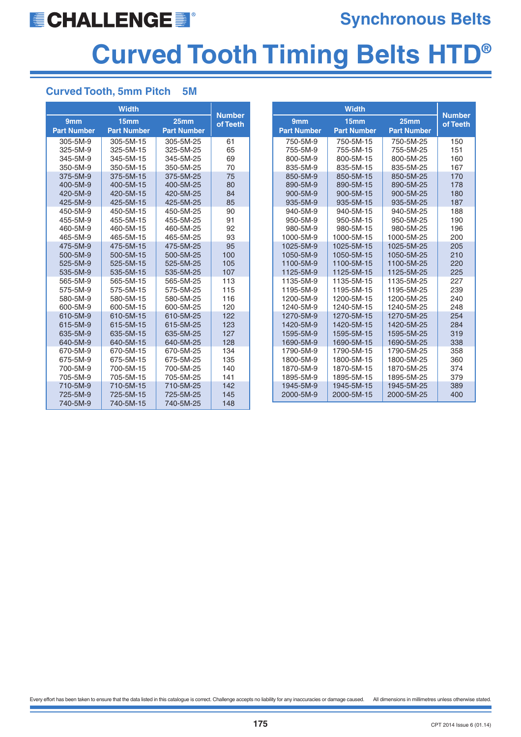# Curved Tooth Timing Belts HTD®

## Synchronous Belts

### Curved Tooth, 5mm Pitch 5M

| Width | | | Number of Teeth |
|---|---|---|---|
| 9mm Part Number | 15mm Part Number | 25mm Part Number | |
| 305-5M-9 | 305-5M-15 | 305-5M-25 | 61 |
| 325-5M-9 | 325-5M-15 | 325-5M-25 | 65 |
| 345-5M-9 | 345-5M-15 | 345-5M-25 | 69 |
| 350-5M-9 | 350-5M-15 | 350-5M-25 | 70 |
| 375-5M-9 | 375-5M-15 | 375-5M-25 | 75 |
| 400-5M-9 | 400-5M-15 | 400-5M-25 | 80 |
| 420-5M-9 | 420-5M-15 | 420-5M-25 | 84 |
| 425-5M-9 | 425-5M-15 | 425-5M-25 | 85 |
| 450-5M-9 | 450-5M-15 | 450-5M-25 | 90 |
| 455-5M-9 | 455-5M-15 | 455-5M-25 | 91 |
| 460-5M-9 | 460-5M-15 | 460-5M-25 | 92 |
| 465-5M-9 | 465-5M-15 | 465-5M-25 | 93 |
| 475-5M-9 | 475-5M-15 | 475-5M-25 | 95 |
| 500-5M-9 | 500-5M-15 | 500-5M-25 | 100 |
| 525-5M-9 | 525-5M-15 | 525-5M-25 | 105 |
| 535-5M-9 | 535-5M-15 | 535-5M-25 | 107 |
| 565-5M-9 | 565-5M-15 | 565-5M-25 | 113 |
| 575-5M-9 | 575-5M-15 | 575-5M-25 | 115 |
| 580-5M-9 | 580-5M-15 | 580-5M-25 | 116 |
| 600-5M-9 | 600-5M-15 | 600-5M-25 | 120 |
| 610-5M-9 | 610-5M-15 | 610-5M-25 | 122 |
| 615-5M-9 | 615-5M-15 | 615-5M-25 | 123 |
| 635-5M-9 | 635-5M-15 | 635-5M-25 | 127 |
| 640-5M-9 | 640-5M-15 | 640-5M-25 | 128 |
| 670-5M-9 | 670-5M-15 | 670-5M-25 | 134 |
| 675-5M-9 | 675-5M-15 | 675-5M-25 | 135 |
| 700-5M-9 | 700-5M-15 | 700-5M-25 | 140 |
| 705-5M-9 | 705-5M-15 | 705-5M-25 | 141 |
| 710-5M-9 | 710-5M-15 | 710-5M-25 | 142 |
| 725-5M-9 | 725-5M-15 | 725-5M-25 | 145 |
| 740-5M-9 | 740-5M-15 | 740-5M-25 | 148 |
| 750-5M-9 | 750-5M-15 | 750-5M-25 | 150 |
| 755-5M-9 | 755-5M-15 | 755-5M-25 | 151 |
| 800-5M-9 | 800-5M-15 | 800-5M-25 | 160 |
| 835-5M-9 | 835-5M-15 | 835-5M-25 | 167 |
| 850-5M-9 | 850-5M-15 | 850-5M-25 | 170 |
| 890-5M-9 | 890-5M-15 | 890-5M-25 | 178 |
| 900-5M-9 | 900-5M-15 | 900-5M-25 | 180 |
| 935-5M-9 | 935-5M-15 | 935-5M-25 | 187 |
| 940-5M-9 | 940-5M-15 | 940-5M-25 | 188 |
| 950-5M-9 | 950-5M-15 | 950-5M-25 | 190 |
| 980-5M-9 | 980-5M-15 | 980-5M-25 | 196 |
| 1000-5M-9 | 1000-5M-15 | 1000-5M-25 | 200 |
| 1025-5M-9 | 1025-5M-15 | 1025-5M-25 | 205 |
| 1050-5M-9 | 1050-5M-15 | 1050-5M-25 | 210 |
| 1100-5M-9 | 1100-5M-15 | 1100-5M-25 | 220 |
| 1125-5M-9 | 1125-5M-15 | 1125-5M-25 | 225 |
| 1135-5M-9 | 1135-5M-15 | 1135-5M-25 | 227 |
| 1195-5M-9 | 1195-5M-15 | 1195-5M-25 | 239 |
| 1200-5M-9 | 1200-5M-15 | 1200-5M-25 | 240 |
| 1240-5M-9 | 1240-5M-15 | 1240-5M-25 | 248 |
| 1270-5M-9 | 1270-5M-15 | 1270-5M-25 | 254 |
| 1420-5M-9 | 1420-5M-15 | 1420-5M-25 | 284 |
| 1595-5M-9 | 1595-5M-15 | 1595-5M-25 | 319 |
| 1690-5M-9 | 1690-5M-15 | 1690-5M-25 | 338 |
| 1790-5M-9 | 1790-5M-15 | 1790-5M-25 | 358 |
| 1800-5M-9 | 1800-5M-15 | 1800-5M-25 | 360 |
| 1870-5M-9 | 1870-5M-15 | 1870-5M-25 | 374 |
| 1895-5M-9 | 1895-5M-15 | 1895-5M-25 | 379 |
| 1945-5M-9 | 1945-5M-15 | 1945-5M-25 | 389 |
| 2000-5M-9 | 2000-5M-15 | 2000-5M-25 | 400 |

Every effort has been taken to ensure that the data listed in this catalogue is correct. Challenge accepts no liability for any inaccuracies or damage caused. All dimensions in millimetres unless otherwise stated.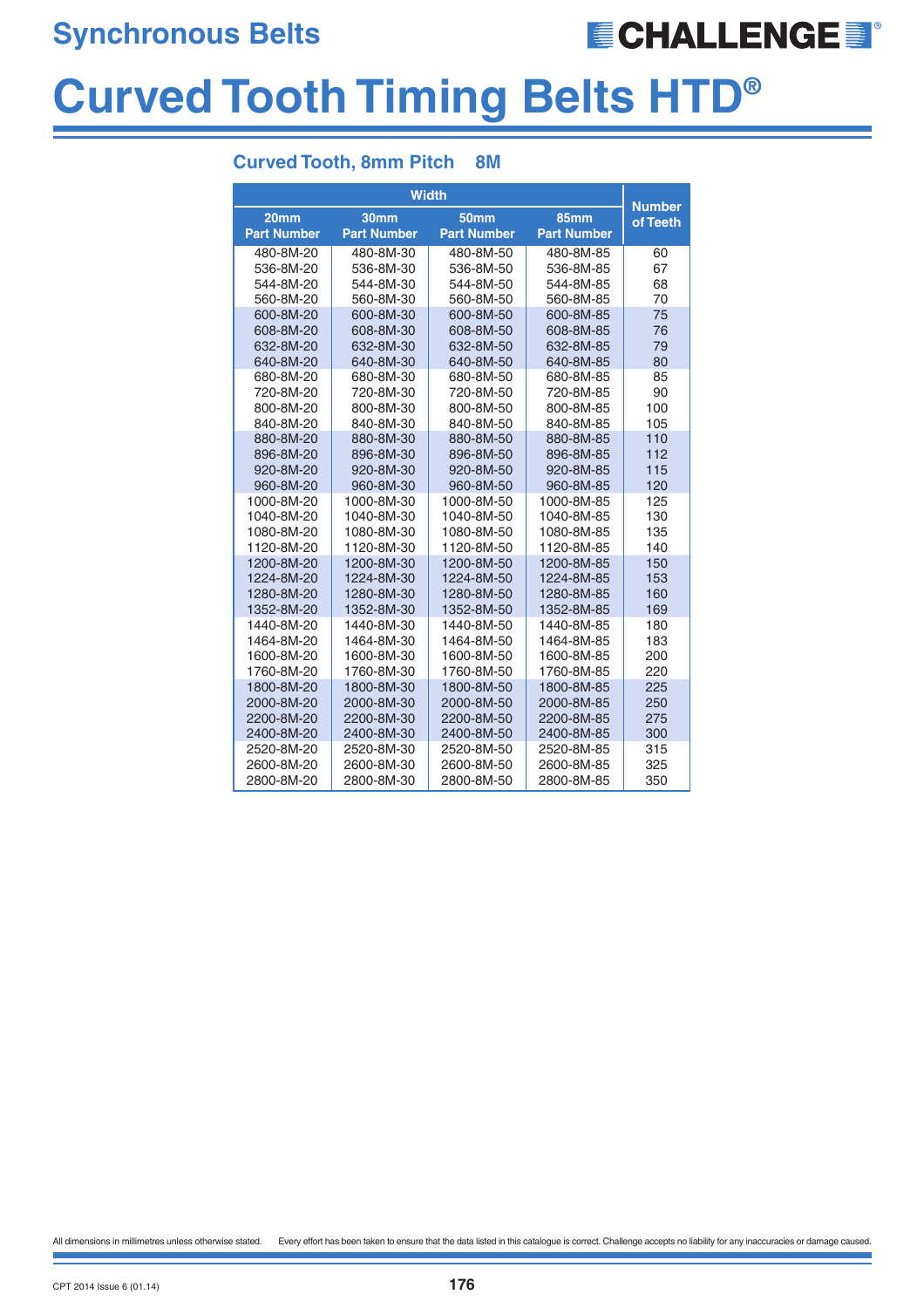## Synchronous Belts

# Curved Tooth Timing Belts HTD®

### Curved Tooth, 8mm Pitch 8M

| Width | | | | Number of Teeth |
|---|---|---|---|---|
| 20mm Part Number | 30mm Part Number | 50mm Part Number | 85mm Part Number | |
| 480-8M-20 | 480-8M-30 | 480-8M-50 | 480-8M-85 | 60 |
| 536-8M-20 | 536-8M-30 | 536-8M-50 | 536-8M-85 | 67 |
| 544-8M-20 | 544-8M-30 | 544-8M-50 | 544-8M-85 | 68 |
| 560-8M-20 | 560-8M-30 | 560-8M-50 | 560-8M-85 | 70 |
| 600-8M-20 | 600-8M-30 | 600-8M-50 | 600-8M-85 | 75 |
| 608-8M-20 | 608-8M-30 | 608-8M-50 | 608-8M-85 | 76 |
| 632-8M-20 | 632-8M-30 | 632-8M-50 | 632-8M-85 | 79 |
| 640-8M-20 | 640-8M-30 | 640-8M-50 | 640-8M-85 | 80 |
| 680-8M-20 | 680-8M-30 | 680-8M-50 | 680-8M-85 | 85 |
| 720-8M-20 | 720-8M-30 | 720-8M-50 | 720-8M-85 | 90 |
| 800-8M-20 | 800-8M-30 | 800-8M-50 | 800-8M-85 | 100 |
| 840-8M-20 | 840-8M-30 | 840-8M-50 | 840-8M-85 | 105 |
| 880-8M-20 | 880-8M-30 | 880-8M-50 | 880-8M-85 | 110 |
| 896-8M-20 | 896-8M-30 | 896-8M-50 | 896-8M-85 | 112 |
| 920-8M-20 | 920-8M-30 | 920-8M-50 | 920-8M-85 | 115 |
| 960-8M-20 | 960-8M-30 | 960-8M-50 | 960-8M-85 | 120 |
| 1000-8M-20 | 1000-8M-30 | 1000-8M-50 | 1000-8M-85 | 125 |
| 1040-8M-20 | 1040-8M-30 | 1040-8M-50 | 1040-8M-85 | 130 |
| 1080-8M-20 | 1080-8M-30 | 1080-8M-50 | 1080-8M-85 | 135 |
| 1120-8M-20 | 1120-8M-30 | 1120-8M-50 | 1120-8M-85 | 140 |
| 1200-8M-20 | 1200-8M-30 | 1200-8M-50 | 1200-8M-85 | 150 |
| 1224-8M-20 | 1224-8M-30 | 1224-8M-50 | 1224-8M-85 | 153 |
| 1280-8M-20 | 1280-8M-30 | 1280-8M-50 | 1280-8M-85 | 160 |
| 1352-8M-20 | 1352-8M-30 | 1352-8M-50 | 1352-8M-85 | 169 |
| 1440-8M-20 | 1440-8M-30 | 1440-8M-50 | 1440-8M-85 | 180 |
| 1464-8M-20 | 1464-8M-30 | 1464-8M-50 | 1464-8M-85 | 183 |
| 1600-8M-20 | 1600-8M-30 | 1600-8M-50 | 1600-8M-85 | 200 |
| 1760-8M-20 | 1760-8M-30 | 1760-8M-50 | 1760-8M-85 | 220 |
| 1800-8M-20 | 1800-8M-30 | 1800-8M-50 | 1800-8M-85 | 225 |
| 2000-8M-20 | 2000-8M-30 | 2000-8M-50 | 2000-8M-85 | 250 |
| 2200-8M-20 | 2200-8M-30 | 2200-8M-50 | 2200-8M-85 | 275 |
| 2400-8M-20 | 2400-8M-30 | 2400-8M-50 | 2400-8M-85 | 300 |
| 2520-8M-20 | 2520-8M-30 | 2520-8M-50 | 2520-8M-85 | 315 |
| 2600-8M-20 | 2600-8M-30 | 2600-8M-50 | 2600-8M-85 | 325 |
| 2800-8M-20 | 2800-8M-30 | 2800-8M-50 | 2800-8M-85 | 350 |

All dimensions in millimetres unless otherwise stated. Every effort has been taken to ensure that the data listed in this catalogue is correct. Challenge accepts no liability for any inaccuracies or damage caused.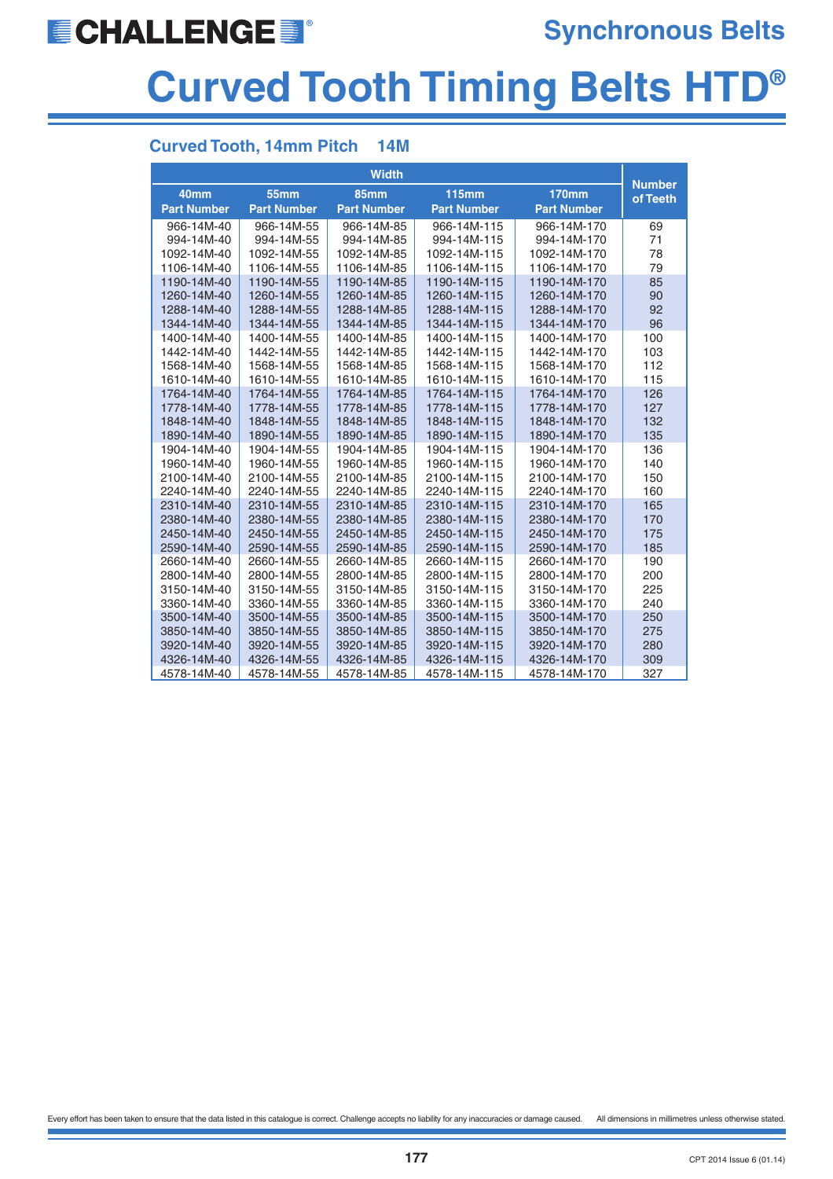# Curved Tooth Timing Belts HTD®

## Curved Tooth, 14mm Pitch 14M

| Width | | | | | Number of Teeth |
|---|---|---|---|---|---|
| 40mm Part Number | 55mm Part Number | 85mm Part Number | 115mm Part Number | 170mm Part Number | |
| 966-14M-40 | 966-14M-55 | 966-14M-85 | 966-14M-115 | 966-14M-170 | 69 |
| 994-14M-40 | 994-14M-55 | 994-14M-85 | 994-14M-115 | 994-14M-170 | 71 |
| 1092-14M-40 | 1092-14M-55 | 1092-14M-85 | 1092-14M-115 | 1092-14M-170 | 78 |
| 1106-14M-40 | 1106-14M-55 | 1106-14M-85 | 1106-14M-115 | 1106-14M-170 | 79 |
| 1190-14M-40 | 1190-14M-55 | 1190-14M-85 | 1190-14M-115 | 1190-14M-170 | 85 |
| 1260-14M-40 | 1260-14M-55 | 1260-14M-85 | 1260-14M-115 | 1260-14M-170 | 90 |
| 1288-14M-40 | 1288-14M-55 | 1288-14M-85 | 1288-14M-115 | 1288-14M-170 | 92 |
| 1344-14M-40 | 1344-14M-55 | 1344-14M-85 | 1344-14M-115 | 1344-14M-170 | 96 |
| 1400-14M-40 | 1400-14M-55 | 1400-14M-85 | 1400-14M-115 | 1400-14M-170 | 100 |
| 1442-14M-40 | 1442-14M-55 | 1442-14M-85 | 1442-14M-115 | 1442-14M-170 | 103 |
| 1568-14M-40 | 1568-14M-55 | 1568-14M-85 | 1568-14M-115 | 1568-14M-170 | 112 |
| 1610-14M-40 | 1610-14M-55 | 1610-14M-85 | 1610-14M-115 | 1610-14M-170 | 115 |
| 1764-14M-40 | 1764-14M-55 | 1764-14M-85 | 1764-14M-115 | 1764-14M-170 | 126 |
| 1778-14M-40 | 1778-14M-55 | 1778-14M-85 | 1778-14M-115 | 1778-14M-170 | 127 |
| 1848-14M-40 | 1848-14M-55 | 1848-14M-85 | 1848-14M-115 | 1848-14M-170 | 132 |
| 1890-14M-40 | 1890-14M-55 | 1890-14M-85 | 1890-14M-115 | 1890-14M-170 | 135 |
| 1904-14M-40 | 1904-14M-55 | 1904-14M-85 | 1904-14M-115 | 1904-14M-170 | 136 |
| 1960-14M-40 | 1960-14M-55 | 1960-14M-85 | 1960-14M-115 | 1960-14M-170 | 140 |
| 2100-14M-40 | 2100-14M-55 | 2100-14M-85 | 2100-14M-115 | 2100-14M-170 | 150 |
| 2240-14M-40 | 2240-14M-55 | 2240-14M-85 | 2240-14M-115 | 2240-14M-170 | 160 |
| 2310-14M-40 | 2310-14M-55 | 2310-14M-85 | 2310-14M-115 | 2310-14M-170 | 165 |
| 2380-14M-40 | 2380-14M-55 | 2380-14M-85 | 2380-14M-115 | 2380-14M-170 | 170 |
| 2450-14M-40 | 2450-14M-55 | 2450-14M-85 | 2450-14M-115 | 2450-14M-170 | 175 |
| 2590-14M-40 | 2590-14M-55 | 2590-14M-85 | 2590-14M-115 | 2590-14M-170 | 185 |
| 2660-14M-40 | 2660-14M-55 | 2660-14M-85 | 2660-14M-115 | 2660-14M-170 | 190 |
| 2800-14M-40 | 2800-14M-55 | 2800-14M-85 | 2800-14M-115 | 2800-14M-170 | 200 |
| 3150-14M-40 | 3150-14M-55 | 3150-14M-85 | 3150-14M-115 | 3150-14M-170 | 225 |
| 3360-14M-40 | 3360-14M-55 | 3360-14M-85 | 3360-14M-115 | 3360-14M-170 | 240 |
| 3500-14M-40 | 3500-14M-55 | 3500-14M-85 | 3500-14M-115 | 3500-14M-170 | 250 |
| 3850-14M-40 | 3850-14M-55 | 3850-14M-85 | 3850-14M-115 | 3850-14M-170 | 275 |
| 3920-14M-40 | 3920-14M-55 | 3920-14M-85 | 3920-14M-115 | 3920-14M-170 | 280 |
| 4326-14M-40 | 4326-14M-55 | 4326-14M-85 | 4326-14M-115 | 4326-14M-170 | 309 |
| 4578-14M-40 | 4578-14M-55 | 4578-14M-85 | 4578-14M-115 | 4578-14M-170 | 327 |

Every effort has been taken to ensure that the data listed in this catalogue is correct. Challenge accepts no liability for any inaccuracies or damage caused. All dimensions in millimetres unless otherwise stated.